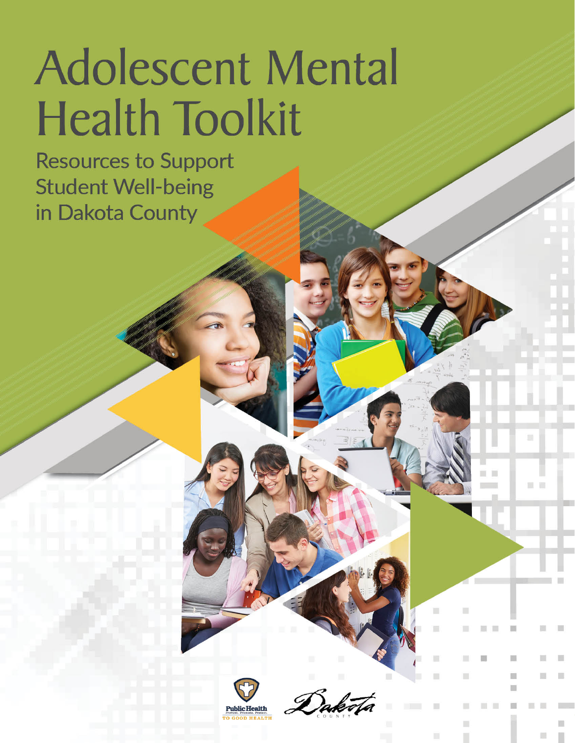# Adolescent Mental Health Toolkit

## Resources to Support Student Well-being in Dakota County

Public Health
Prevent. Promote. Protect.
TO GOOD HEALTH

Dakota County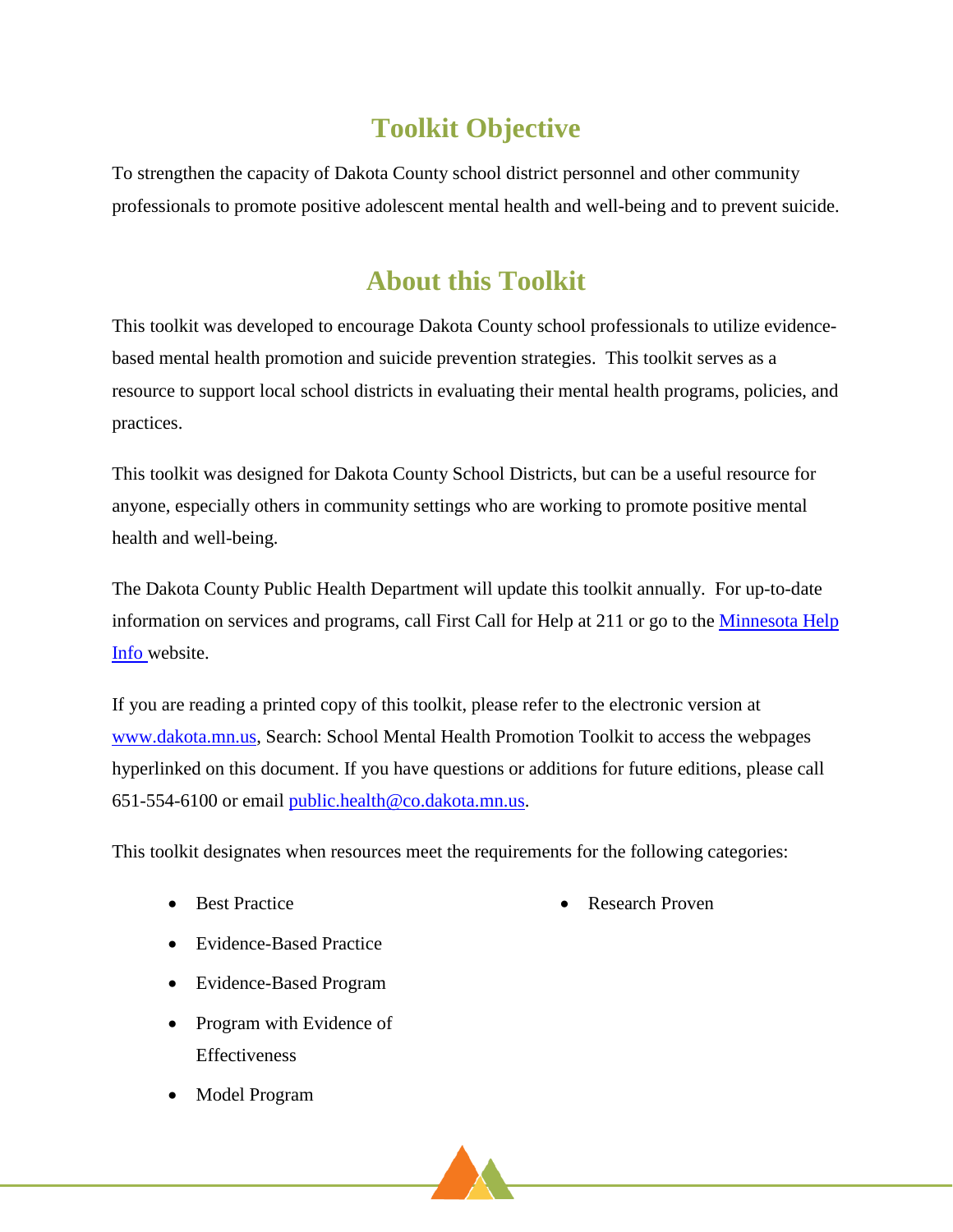## Toolkit Objective

To strengthen the capacity of Dakota County school district personnel and other community professionals to promote positive adolescent mental health and well-being and to prevent suicide.

## About this Toolkit

This toolkit was developed to encourage Dakota County school professionals to utilize evidence-based mental health promotion and suicide prevention strategies. This toolkit serves as a resource to support local school districts in evaluating their mental health programs, policies, and practices.

This toolkit was designed for Dakota County School Districts, but can be a useful resource for anyone, especially others in community settings who are working to promote positive mental health and well-being.

The Dakota County Public Health Department will update this toolkit annually. For up-to-date information on services and programs, call First Call for Help at 211 or go to the Minnesota Help Info website.

If you are reading a printed copy of this toolkit, please refer to the electronic version at www.dakota.mn.us, Search: School Mental Health Promotion Toolkit to access the webpages hyperlinked on this document. If you have questions or additions for future editions, please call 651-554-6100 or email public.health@co.dakota.mn.us.

This toolkit designates when resources meet the requirements for the following categories:

- Best Practice
- Evidence-Based Practice
- Evidence-Based Program
- Program with Evidence of Effectiveness
- Model Program
- Research Proven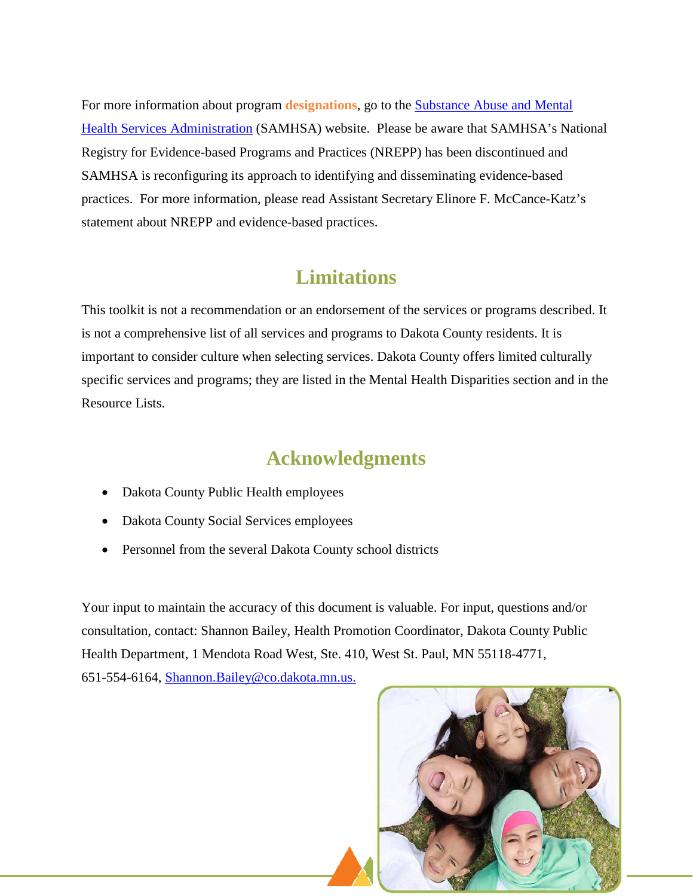For more information about program **designations**, go to the [Substance Abuse and Mental Health Services Administration](#) (SAMHSA) website. Please be aware that SAMHSA's National Registry for Evidence-based Programs and Practices (NREPP) has been discontinued and SAMHSA is reconfiguring its approach to identifying and disseminating evidence-based practices. For more information, please read Assistant Secretary Elinore F. McCance-Katz's statement about NREPP and evidence-based practices.

## Limitations

This toolkit is not a recommendation or an endorsement of the services or programs described. It is not a comprehensive list of all services and programs to Dakota County residents. It is important to consider culture when selecting services. Dakota County offers limited culturally specific services and programs; they are listed in the Mental Health Disparities section and in the Resource Lists.

## Acknowledgments

- Dakota County Public Health employees
- Dakota County Social Services employees
- Personnel from the several Dakota County school districts

Your input to maintain the accuracy of this document is valuable. For input, questions and/or consultation, contact: Shannon Bailey, Health Promotion Coordinator, Dakota County Public Health Department, 1 Mendota Road West, Ste. 410, West St. Paul, MN 55118-4771, 651-554-6164, [Shannon.Bailey@co.dakota.mn.us.](mailto:Shannon.Bailey@co.dakota.mn.us)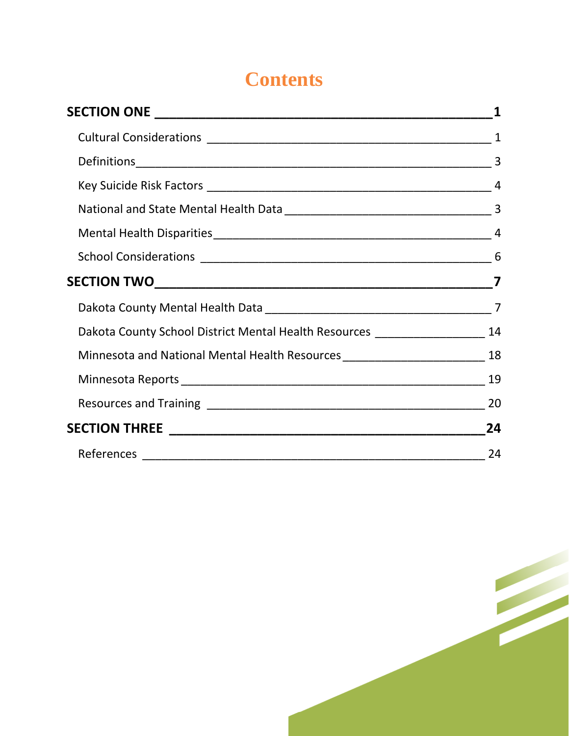# Contents

**SECTION ONE** ____ **1**

- Cultural Considerations ____ 1
- Definitions ____ 3
- Key Suicide Risk Factors ____ 4
- National and State Mental Health Data ____ 3
- Mental Health Disparities ____ 4
- School Considerations ____ 6

**SECTION TWO** ____ **7**

- Dakota County Mental Health Data ____ 7
- Dakota County School District Mental Health Resources ____ 14
- Minnesota and National Mental Health Resources ____ 18
- Minnesota Reports ____ 19
- Resources and Training ____ 20

**SECTION THREE** ____ **24**

- References ____ 24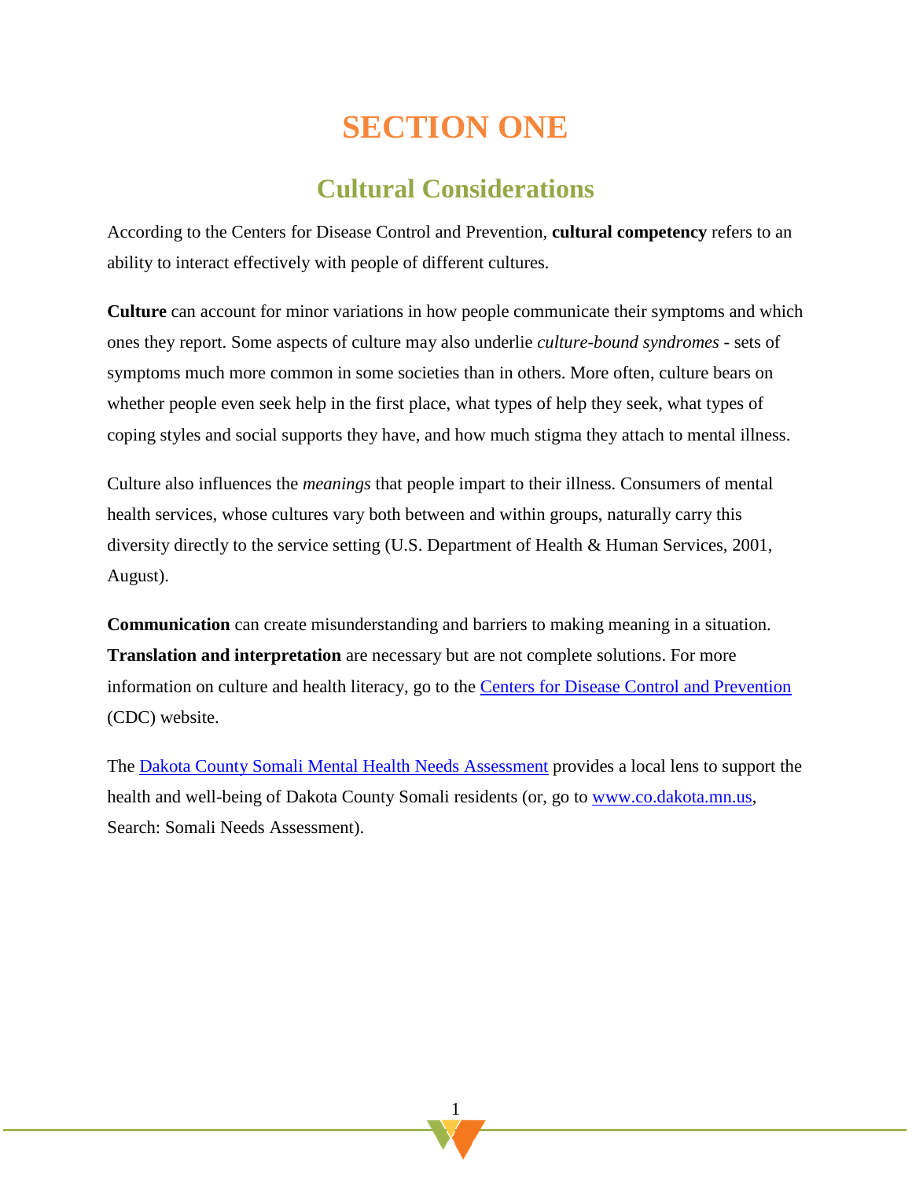# SECTION ONE

## Cultural Considerations

According to the Centers for Disease Control and Prevention, **cultural competency** refers to an ability to interact effectively with people of different cultures.

**Culture** can account for minor variations in how people communicate their symptoms and which ones they report. Some aspects of culture may also underlie *culture-bound syndromes* - sets of symptoms much more common in some societies than in others. More often, culture bears on whether people even seek help in the first place, what types of help they seek, what types of coping styles and social supports they have, and how much stigma they attach to mental illness.

Culture also influences the *meanings* that people impart to their illness. Consumers of mental health services, whose cultures vary both between and within groups, naturally carry this diversity directly to the service setting (U.S. Department of Health & Human Services, 2001, August).

**Communication** can create misunderstanding and barriers to making meaning in a situation. **Translation and interpretation** are necessary but are not complete solutions. For more information on culture and health literacy, go to the Centers for Disease Control and Prevention (CDC) website.

The Dakota County Somali Mental Health Needs Assessment provides a local lens to support the health and well-being of Dakota County Somali residents (or, go to www.co.dakota.mn.us, Search: Somali Needs Assessment).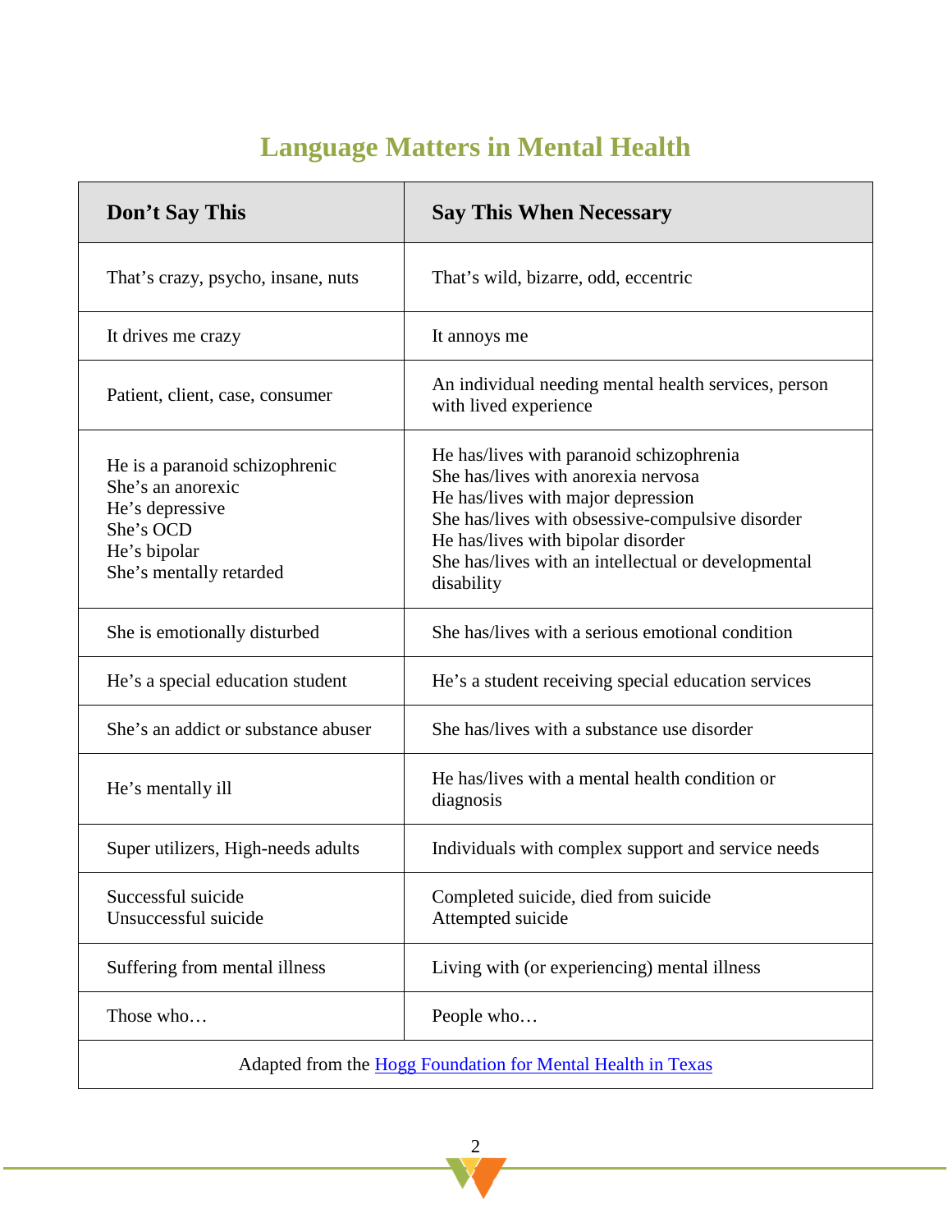# Language Matters in Mental Health

| Don't Say This | Say This When Necessary |
|---|---|
| That's crazy, psycho, insane, nuts | That's wild, bizarre, odd, eccentric |
| It drives me crazy | It annoys me |
| Patient, client, case, consumer | An individual needing mental health services, person with lived experience |
| He is a paranoid schizophrenic<br>She's an anorexic<br>He's depressive<br>She's OCD<br>He's bipolar<br>She's mentally retarded | He has/lives with paranoid schizophrenia<br>She has/lives with anorexia nervosa<br>He has/lives with major depression<br>She has/lives with obsessive-compulsive disorder<br>He has/lives with bipolar disorder<br>She has/lives with an intellectual or developmental disability |
| She is emotionally disturbed | She has/lives with a serious emotional condition |
| He's a special education student | He's a student receiving special education services |
| She's an addict or substance abuser | She has/lives with a substance use disorder |
| He's mentally ill | He has/lives with a mental health condition or diagnosis |
| Super utilizers, High-needs adults | Individuals with complex support and service needs |
| Successful suicide<br>Unsuccessful suicide | Completed suicide, died from suicide<br>Attempted suicide |
| Suffering from mental illness | Living with (or experiencing) mental illness |
| Those who… | People who… |
| Adapted from the Hogg Foundation for Mental Health in Texas | |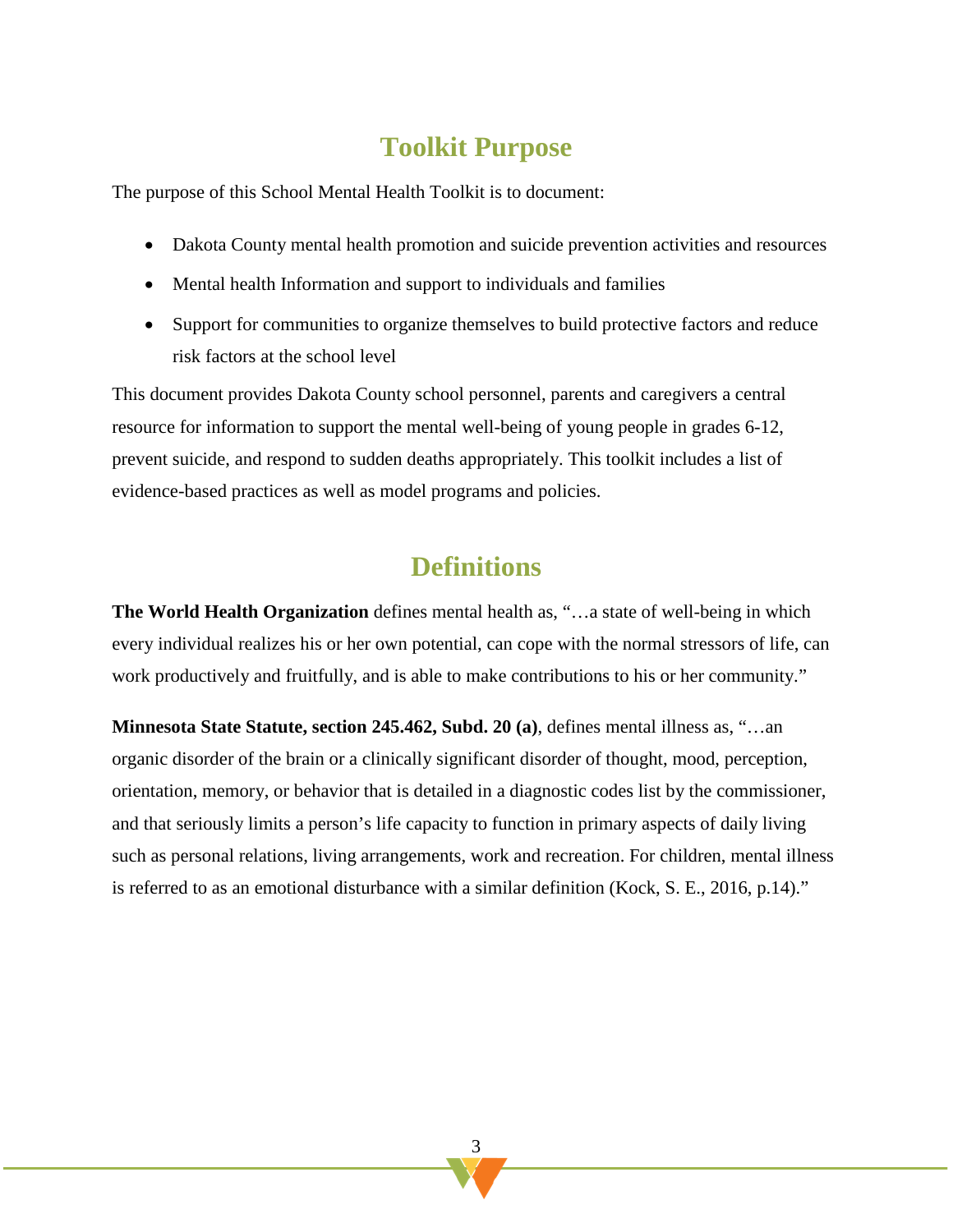## Toolkit Purpose

The purpose of this School Mental Health Toolkit is to document:

- Dakota County mental health promotion and suicide prevention activities and resources
- Mental health Information and support to individuals and families
- Support for communities to organize themselves to build protective factors and reduce risk factors at the school level

This document provides Dakota County school personnel, parents and caregivers a central resource for information to support the mental well-being of young people in grades 6-12, prevent suicide, and respond to sudden deaths appropriately. This toolkit includes a list of evidence-based practices as well as model programs and policies.

## Definitions

**The World Health Organization** defines mental health as, "…a state of well-being in which every individual realizes his or her own potential, can cope with the normal stressors of life, can work productively and fruitfully, and is able to make contributions to his or her community."

**Minnesota State Statute, section 245.462, Subd. 20 (a)**, defines mental illness as, "…an organic disorder of the brain or a clinically significant disorder of thought, mood, perception, orientation, memory, or behavior that is detailed in a diagnostic codes list by the commissioner, and that seriously limits a person's life capacity to function in primary aspects of daily living such as personal relations, living arrangements, work and recreation. For children, mental illness is referred to as an emotional disturbance with a similar definition (Kock, S. E., 2016, p.14)."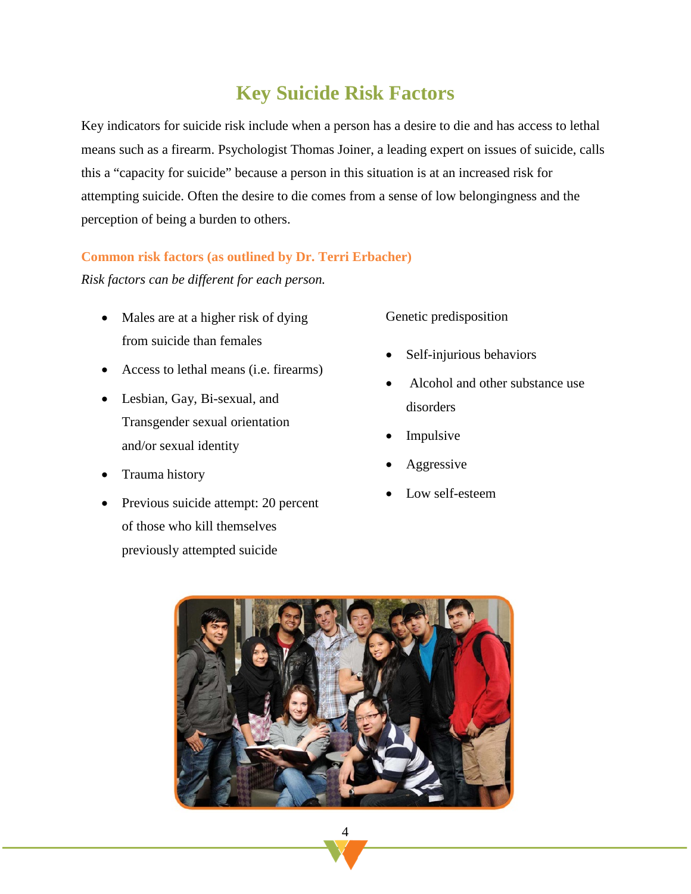# Key Suicide Risk Factors

Key indicators for suicide risk include when a person has a desire to die and has access to lethal means such as a firearm. Psychologist Thomas Joiner, a leading expert on issues of suicide, calls this a "capacity for suicide" because a person in this situation is at an increased risk for attempting suicide. Often the desire to die comes from a sense of low belongingness and the perception of being a burden to others.

## Common risk factors (as outlined by Dr. Terri Erbacher)

*Risk factors can be different for each person.*

- Males are at a higher risk of dying from suicide than females
- Access to lethal means (i.e. firearms)
- Lesbian, Gay, Bi-sexual, and Transgender sexual orientation and/or sexual identity
- Trauma history
- Previous suicide attempt: 20 percent of those who kill themselves previously attempted suicide

Genetic predisposition

- Self-injurious behaviors
- Alcohol and other substance use disorders
- Impulsive
- Aggressive
- Low self-esteem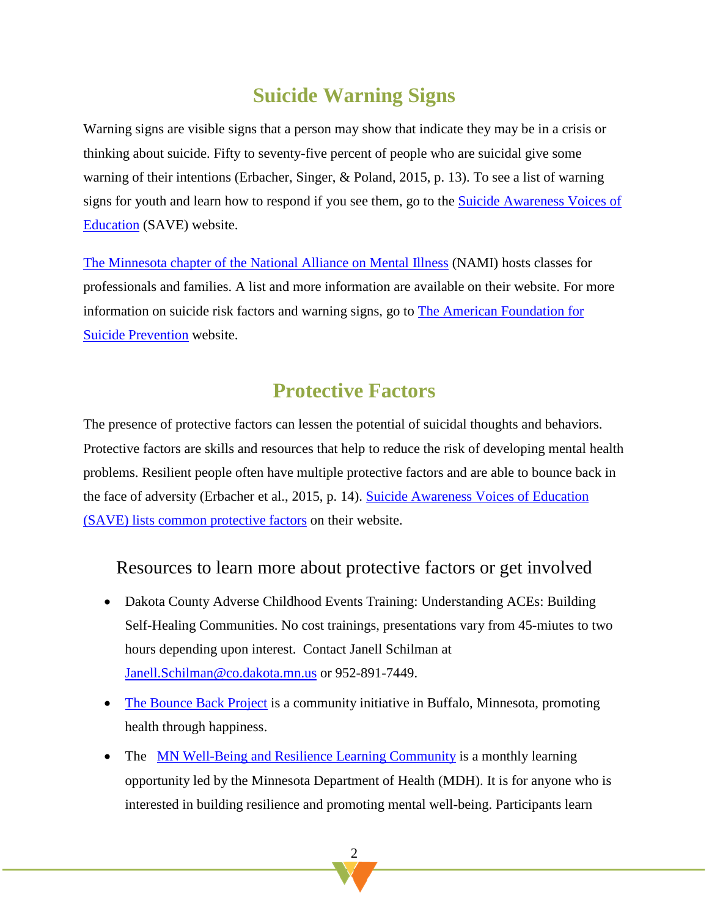## Suicide Warning Signs

Warning signs are visible signs that a person may show that indicate they may be in a crisis or thinking about suicide. Fifty to seventy-five percent of people who are suicidal give some warning of their intentions (Erbacher, Singer, & Poland, 2015, p. 13). To see a list of warning signs for youth and learn how to respond if you see them, go to the Suicide Awareness Voices of Education (SAVE) website.

The Minnesota chapter of the National Alliance on Mental Illness (NAMI) hosts classes for professionals and families. A list and more information are available on their website. For more information on suicide risk factors and warning signs, go to The American Foundation for Suicide Prevention website.

## Protective Factors

The presence of protective factors can lessen the potential of suicidal thoughts and behaviors. Protective factors are skills and resources that help to reduce the risk of developing mental health problems. Resilient people often have multiple protective factors and are able to bounce back in the face of adversity (Erbacher et al., 2015, p. 14). Suicide Awareness Voices of Education (SAVE) lists common protective factors on their website.

### Resources to learn more about protective factors or get involved

- Dakota County Adverse Childhood Events Training: Understanding ACEs: Building Self-Healing Communities. No cost trainings, presentations vary from 45-miutes to two hours depending upon interest. Contact Janell Schilman at Janell.Schilman@co.dakota.mn.us or 952-891-7449.
- The Bounce Back Project is a community initiative in Buffalo, Minnesota, promoting health through happiness.
- The MN Well-Being and Resilience Learning Community is a monthly learning opportunity led by the Minnesota Department of Health (MDH). It is for anyone who is interested in building resilience and promoting mental well-being. Participants learn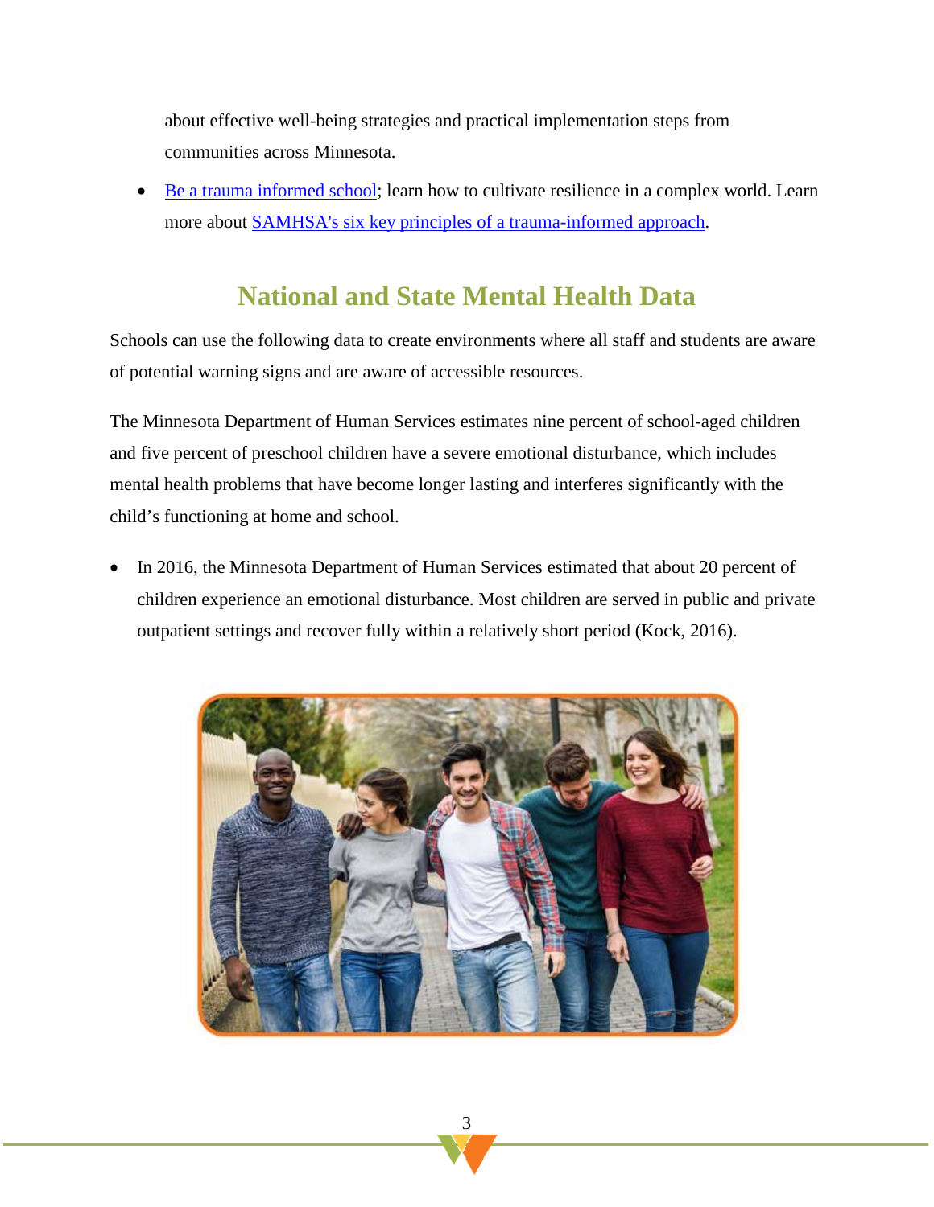about effective well-being strategies and practical implementation steps from communities across Minnesota.

- Be a trauma informed school; learn how to cultivate resilience in a complex world. Learn more about SAMHSA's six key principles of a trauma-informed approach.

## National and State Mental Health Data

Schools can use the following data to create environments where all staff and students are aware of potential warning signs and are aware of accessible resources.

The Minnesota Department of Human Services estimates nine percent of school-aged children and five percent of preschool children have a severe emotional disturbance, which includes mental health problems that have become longer lasting and interferes significantly with the child's functioning at home and school.

- In 2016, the Minnesota Department of Human Services estimated that about 20 percent of children experience an emotional disturbance. Most children are served in public and private outpatient settings and recover fully within a relatively short period (Kock, 2016).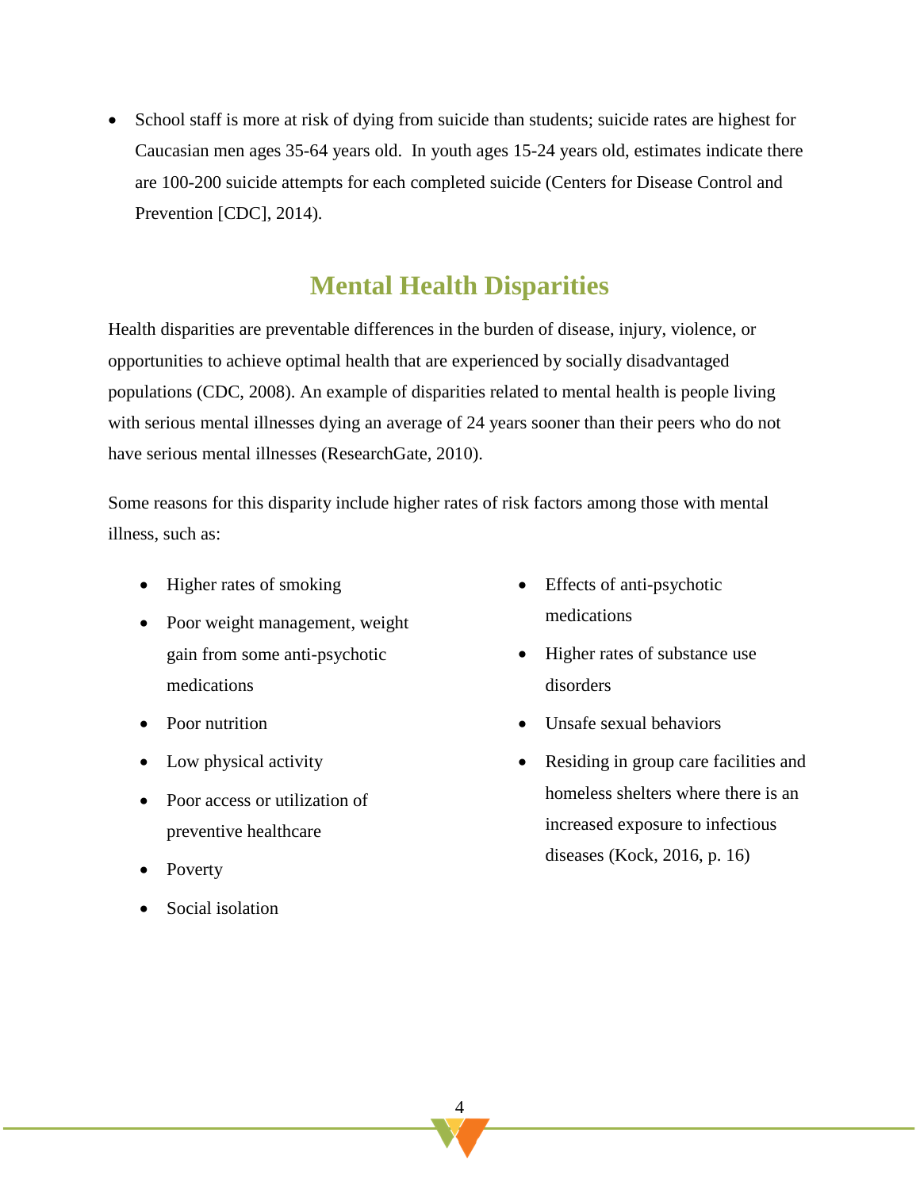- School staff is more at risk of dying from suicide than students; suicide rates are highest for Caucasian men ages 35-64 years old. In youth ages 15-24 years old, estimates indicate there are 100-200 suicide attempts for each completed suicide (Centers for Disease Control and Prevention [CDC], 2014).

## Mental Health Disparities

Health disparities are preventable differences in the burden of disease, injury, violence, or opportunities to achieve optimal health that are experienced by socially disadvantaged populations (CDC, 2008). An example of disparities related to mental health is people living with serious mental illnesses dying an average of 24 years sooner than their peers who do not have serious mental illnesses (ResearchGate, 2010).

Some reasons for this disparity include higher rates of risk factors among those with mental illness, such as:

- Higher rates of smoking
- Poor weight management, weight gain from some anti-psychotic medications
- Poor nutrition
- Low physical activity
- Poor access or utilization of preventive healthcare
- Poverty
- Social isolation
- Effects of anti-psychotic medications
- Higher rates of substance use disorders
- Unsafe sexual behaviors
- Residing in group care facilities and homeless shelters where there is an increased exposure to infectious diseases (Kock, 2016, p. 16)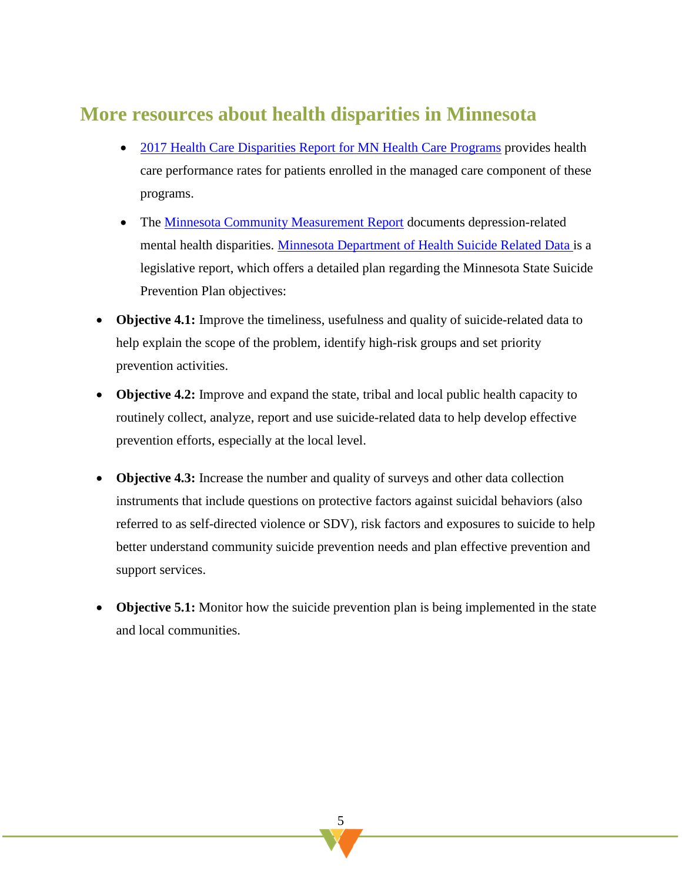## More resources about health disparities in Minnesota

- 2017 Health Care Disparities Report for MN Health Care Programs provides health care performance rates for patients enrolled in the managed care component of these programs.
- The Minnesota Community Measurement Report documents depression-related mental health disparities. Minnesota Department of Health Suicide Related Data is a legislative report, which offers a detailed plan regarding the Minnesota State Suicide Prevention Plan objectives:

- **Objective 4.1:** Improve the timeliness, usefulness and quality of suicide-related data to help explain the scope of the problem, identify high-risk groups and set priority prevention activities.
- **Objective 4.2:** Improve and expand the state, tribal and local public health capacity to routinely collect, analyze, report and use suicide-related data to help develop effective prevention efforts, especially at the local level.
- **Objective 4.3:** Increase the number and quality of surveys and other data collection instruments that include questions on protective factors against suicidal behaviors (also referred to as self-directed violence or SDV), risk factors and exposures to suicide to help better understand community suicide prevention needs and plan effective prevention and support services.
- **Objective 5.1:** Monitor how the suicide prevention plan is being implemented in the state and local communities.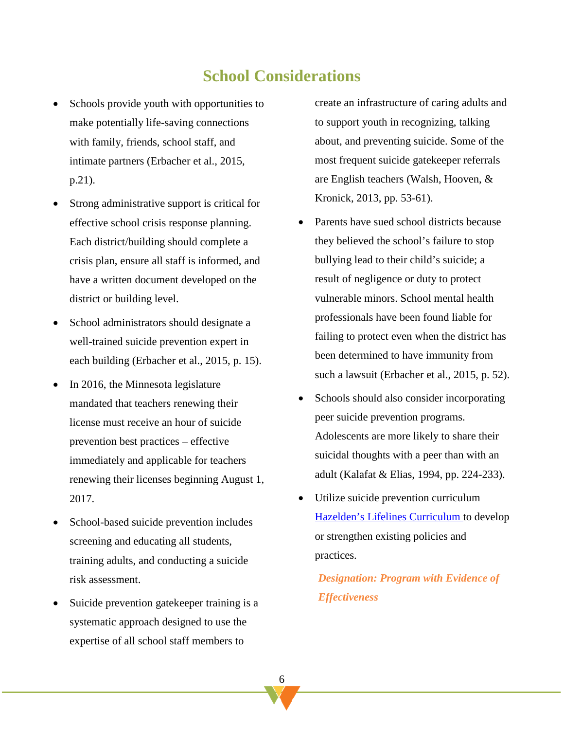# School Considerations

- Schools provide youth with opportunities to make potentially life-saving connections with family, friends, school staff, and intimate partners (Erbacher et al., 2015, p.21).
- Strong administrative support is critical for effective school crisis response planning. Each district/building should complete a crisis plan, ensure all staff is informed, and have a written document developed on the district or building level.
- School administrators should designate a well-trained suicide prevention expert in each building (Erbacher et al., 2015, p. 15).
- In 2016, the Minnesota legislature mandated that teachers renewing their license must receive an hour of suicide prevention best practices – effective immediately and applicable for teachers renewing their licenses beginning August 1, 2017.
- School-based suicide prevention includes screening and educating all students, training adults, and conducting a suicide risk assessment.
- Suicide prevention gatekeeper training is a systematic approach designed to use the expertise of all school staff members to create an infrastructure of caring adults and to support youth in recognizing, talking about, and preventing suicide. Some of the most frequent suicide gatekeeper referrals are English teachers (Walsh, Hooven, & Kronick, 2013, pp. 53-61).
- Parents have sued school districts because they believed the school's failure to stop bullying lead to their child's suicide; a result of negligence or duty to protect vulnerable minors. School mental health professionals have been found liable for failing to protect even when the district has been determined to have immunity from such a lawsuit (Erbacher et al., 2015, p. 52).
- Schools should also consider incorporating peer suicide prevention programs. Adolescents are more likely to share their suicidal thoughts with a peer than with an adult (Kalafat & Elias, 1994, pp. 224-233).
- Utilize suicide prevention curriculum Hazelden's Lifelines Curriculum to develop or strengthen existing policies and practices.

  ***Designation: Program with Evidence of Effectiveness***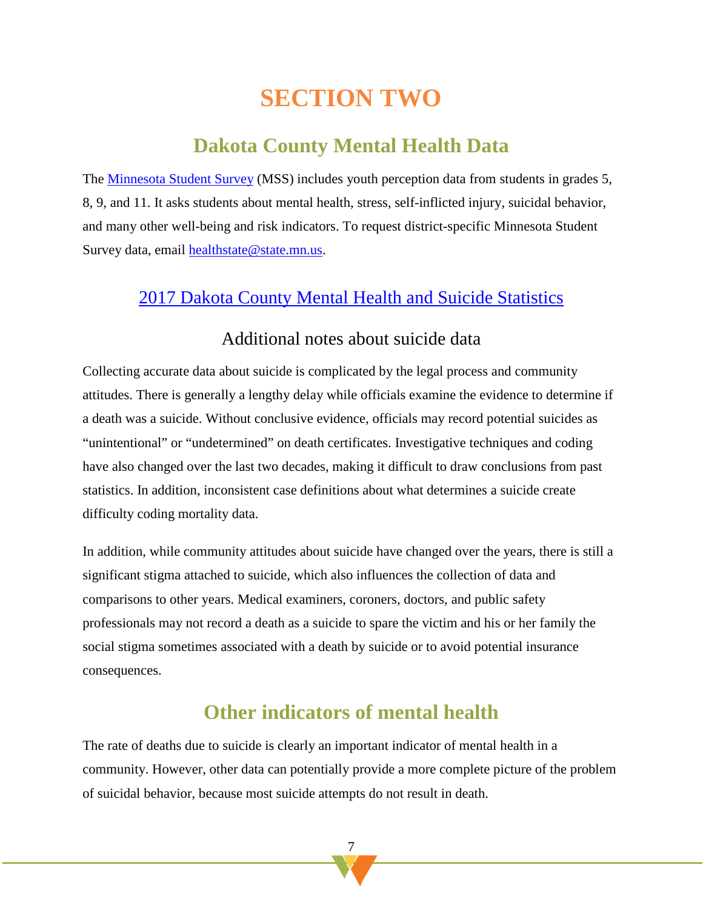# SECTION TWO

## Dakota County Mental Health Data

The [Minnesota Student Survey](#) (MSS) includes youth perception data from students in grades 5, 8, 9, and 11. It asks students about mental health, stress, self-inflicted injury, suicidal behavior, and many other well-being and risk indicators. To request district-specific Minnesota Student Survey data, email [healthstate@state.mn.us](mailto:healthstate@state.mn.us).

### [2017 Dakota County Mental Health and Suicide Statistics](#)

### Additional notes about suicide data

Collecting accurate data about suicide is complicated by the legal process and community attitudes. There is generally a lengthy delay while officials examine the evidence to determine if a death was a suicide. Without conclusive evidence, officials may record potential suicides as "unintentional" or "undetermined" on death certificates. Investigative techniques and coding have also changed over the last two decades, making it difficult to draw conclusions from past statistics. In addition, inconsistent case definitions about what determines a suicide create difficulty coding mortality data.

In addition, while community attitudes about suicide have changed over the years, there is still a significant stigma attached to suicide, which also influences the collection of data and comparisons to other years. Medical examiners, coroners, doctors, and public safety professionals may not record a death as a suicide to spare the victim and his or her family the social stigma sometimes associated with a death by suicide or to avoid potential insurance consequences.

## Other indicators of mental health

The rate of deaths due to suicide is clearly an important indicator of mental health in a community. However, other data can potentially provide a more complete picture of the problem of suicidal behavior, because most suicide attempts do not result in death.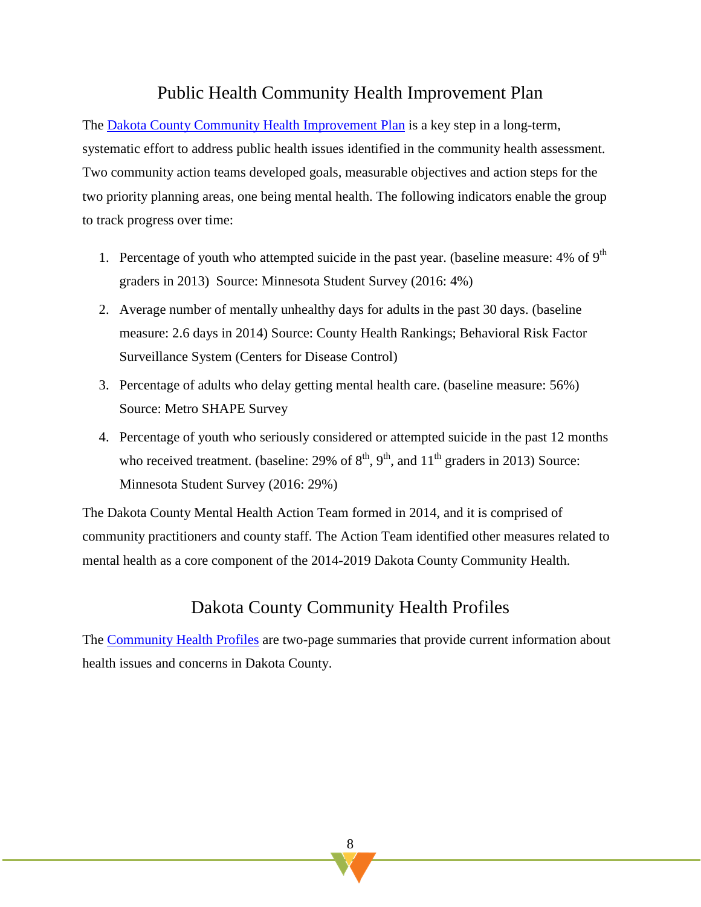## Public Health Community Health Improvement Plan

The Dakota County Community Health Improvement Plan is a key step in a long-term, systematic effort to address public health issues identified in the community health assessment. Two community action teams developed goals, measurable objectives and action steps for the two priority planning areas, one being mental health. The following indicators enable the group to track progress over time:

1. Percentage of youth who attempted suicide in the past year. (baseline measure: 4% of 9th graders in 2013) Source: Minnesota Student Survey (2016: 4%)
2. Average number of mentally unhealthy days for adults in the past 30 days. (baseline measure: 2.6 days in 2014) Source: County Health Rankings; Behavioral Risk Factor Surveillance System (Centers for Disease Control)
3. Percentage of adults who delay getting mental health care. (baseline measure: 56%) Source: Metro SHAPE Survey
4. Percentage of youth who seriously considered or attempted suicide in the past 12 months who received treatment. (baseline: 29% of 8th, 9th, and 11th graders in 2013) Source: Minnesota Student Survey (2016: 29%)

The Dakota County Mental Health Action Team formed in 2014, and it is comprised of community practitioners and county staff. The Action Team identified other measures related to mental health as a core component of the 2014-2019 Dakota County Community Health.

## Dakota County Community Health Profiles

The Community Health Profiles are two-page summaries that provide current information about health issues and concerns in Dakota County.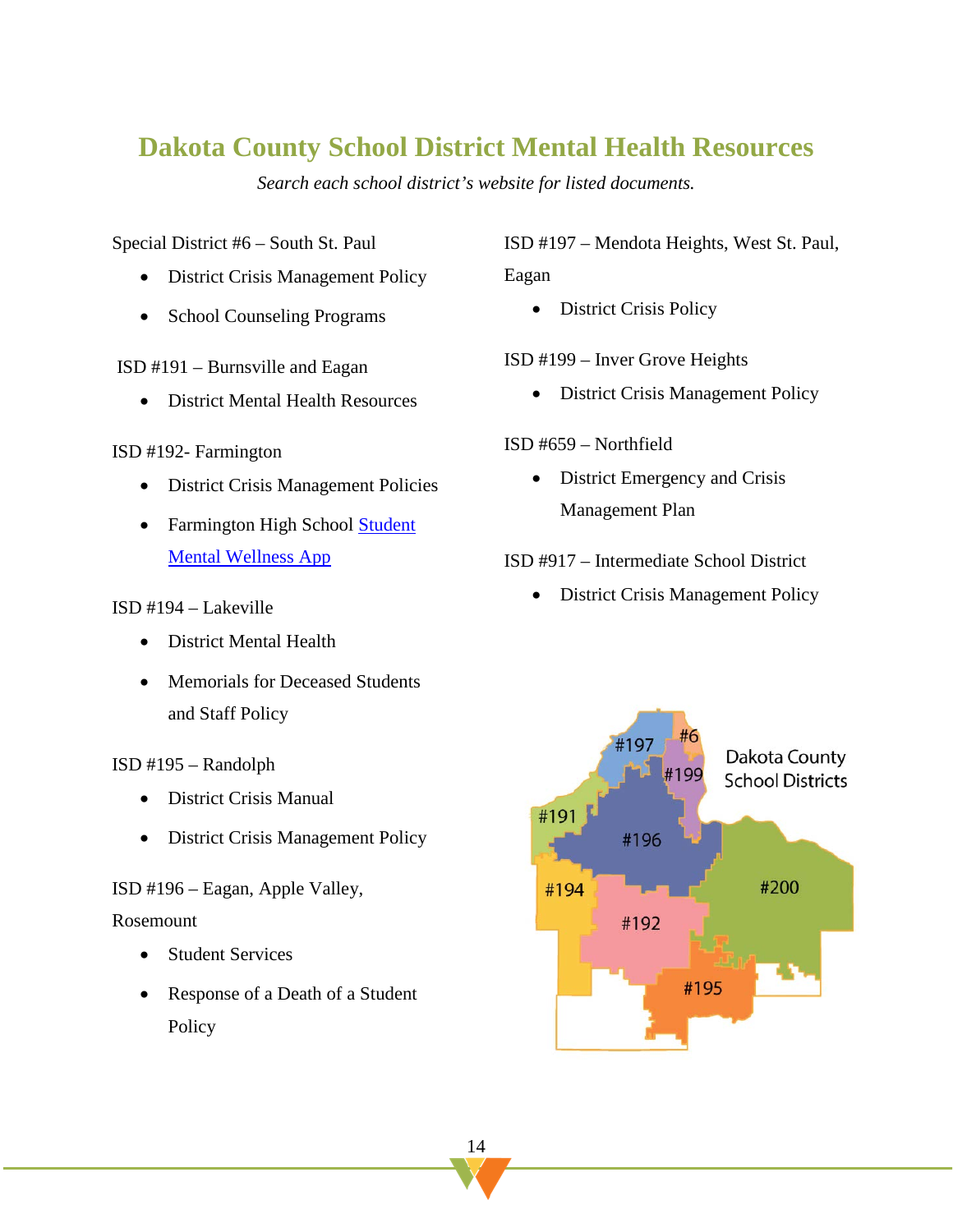# Dakota County School District Mental Health Resources

*Search each school district's website for listed documents.*

Special District #6 – South St. Paul

- District Crisis Management Policy
- School Counseling Programs

ISD #191 – Burnsville and Eagan

- District Mental Health Resources

ISD #192- Farmington

- District Crisis Management Policies
- Farmington High School Student Mental Wellness App

ISD #194 – Lakeville

- District Mental Health
- Memorials for Deceased Students and Staff Policy

ISD #195 – Randolph

- District Crisis Manual
- District Crisis Management Policy

ISD #196 – Eagan, Apple Valley, Rosemount

- Student Services
- Response of a Death of a Student Policy

ISD #197 – Mendota Heights, West St. Paul, Eagan

- District Crisis Policy

ISD #199 – Inver Grove Heights

- District Crisis Management Policy

ISD #659 – Northfield

- District Emergency and Crisis Management Plan

ISD #917 – Intermediate School District

- District Crisis Management Policy

Dakota County School Districts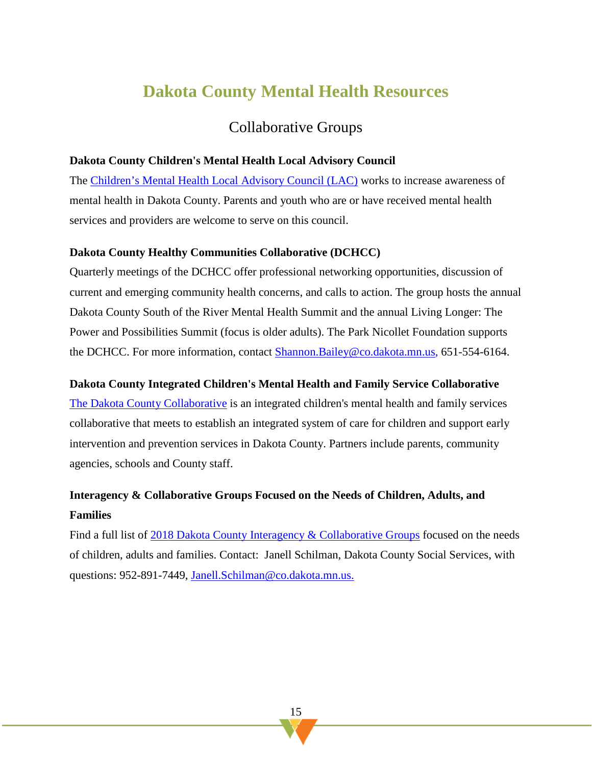# Dakota County Mental Health Resources

## Collaborative Groups

**Dakota County Children's Mental Health Local Advisory Council**

The Children's Mental Health Local Advisory Council (LAC) works to increase awareness of mental health in Dakota County. Parents and youth who are or have received mental health services and providers are welcome to serve on this council.

**Dakota County Healthy Communities Collaborative (DCHCC)**

Quarterly meetings of the DCHCC offer professional networking opportunities, discussion of current and emerging community health concerns, and calls to action. The group hosts the annual Dakota County South of the River Mental Health Summit and the annual Living Longer: The Power and Possibilities Summit (focus is older adults). The Park Nicollet Foundation supports the DCHCC. For more information, contact Shannon.Bailey@co.dakota.mn.us, 651-554-6164.

**Dakota County Integrated Children's Mental Health and Family Service Collaborative**

The Dakota County Collaborative is an integrated children's mental health and family services collaborative that meets to establish an integrated system of care for children and support early intervention and prevention services in Dakota County. Partners include parents, community agencies, schools and County staff.

**Interagency & Collaborative Groups Focused on the Needs of Children, Adults, and Families**

Find a full list of 2018 Dakota County Interagency & Collaborative Groups focused on the needs of children, adults and families. Contact: Janell Schilman, Dakota County Social Services, with questions: 952-891-7449, Janell.Schilman@co.dakota.mn.us.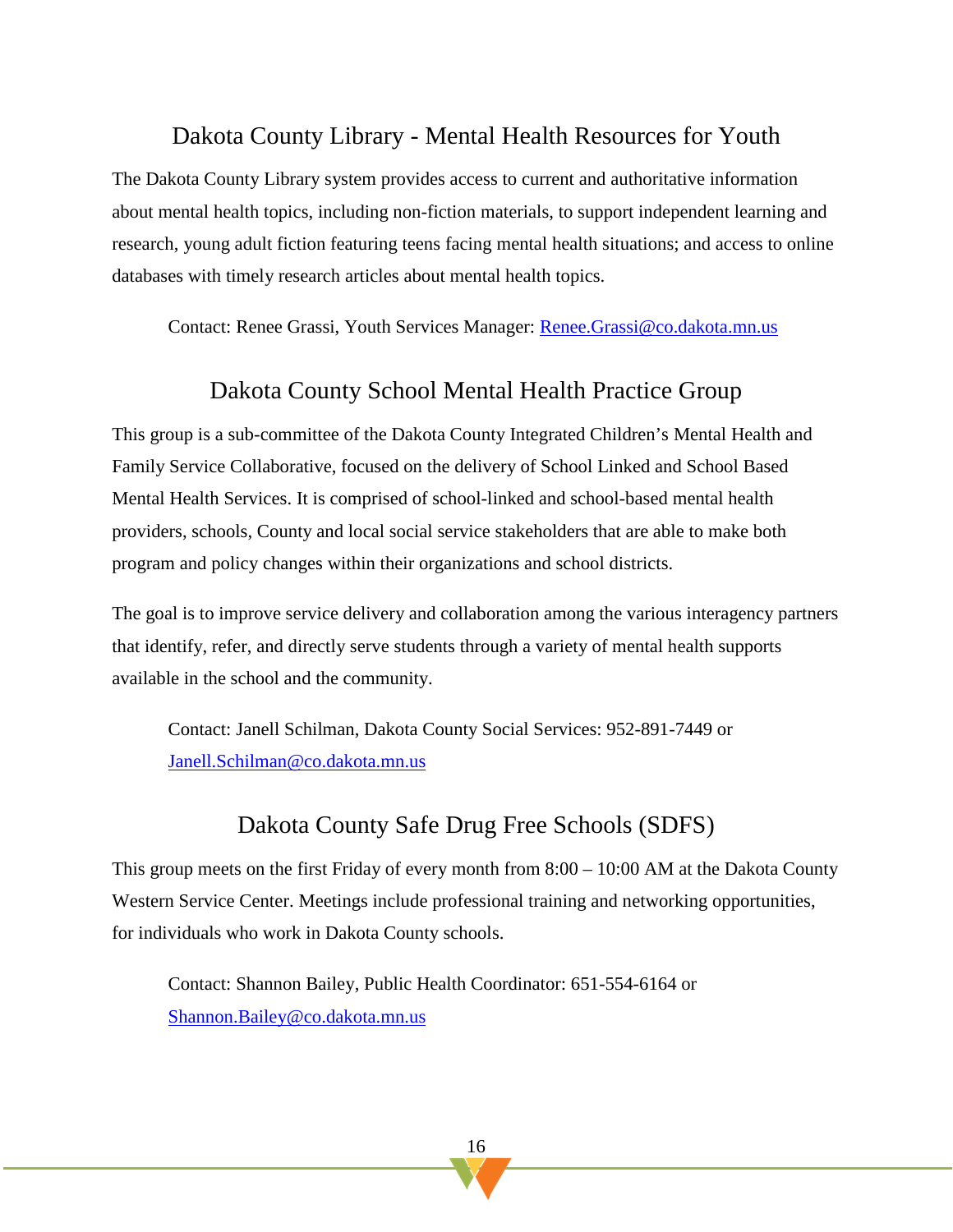## Dakota County Library - Mental Health Resources for Youth

The Dakota County Library system provides access to current and authoritative information about mental health topics, including non-fiction materials, to support independent learning and research, young adult fiction featuring teens facing mental health situations; and access to online databases with timely research articles about mental health topics.

Contact: Renee Grassi, Youth Services Manager: Renee.Grassi@co.dakota.mn.us

## Dakota County School Mental Health Practice Group

This group is a sub-committee of the Dakota County Integrated Children's Mental Health and Family Service Collaborative, focused on the delivery of School Linked and School Based Mental Health Services. It is comprised of school-linked and school-based mental health providers, schools, County and local social service stakeholders that are able to make both program and policy changes within their organizations and school districts.

The goal is to improve service delivery and collaboration among the various interagency partners that identify, refer, and directly serve students through a variety of mental health supports available in the school and the community.

Contact: Janell Schilman, Dakota County Social Services: 952-891-7449 or Janell.Schilman@co.dakota.mn.us

## Dakota County Safe Drug Free Schools (SDFS)

This group meets on the first Friday of every month from 8:00 – 10:00 AM at the Dakota County Western Service Center. Meetings include professional training and networking opportunities, for individuals who work in Dakota County schools.

Contact: Shannon Bailey, Public Health Coordinator: 651-554-6164 or Shannon.Bailey@co.dakota.mn.us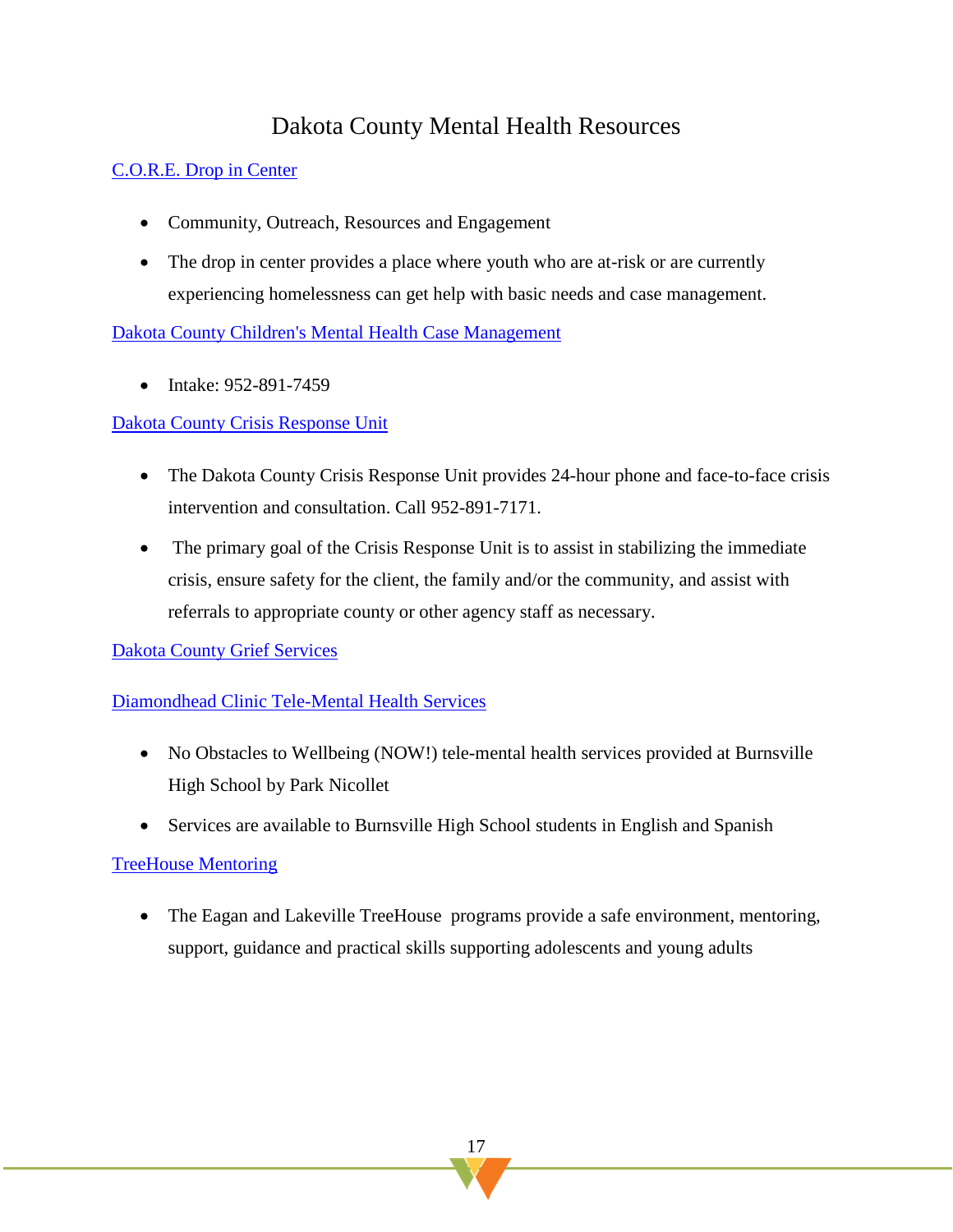# Dakota County Mental Health Resources

C.O.R.E. Drop in Center

- Community, Outreach, Resources and Engagement
- The drop in center provides a place where youth who are at-risk or are currently experiencing homelessness can get help with basic needs and case management.

Dakota County Children's Mental Health Case Management

- Intake: 952-891-7459

Dakota County Crisis Response Unit

- The Dakota County Crisis Response Unit provides 24-hour phone and face-to-face crisis intervention and consultation. Call 952-891-7171.
- The primary goal of the Crisis Response Unit is to assist in stabilizing the immediate crisis, ensure safety for the client, the family and/or the community, and assist with referrals to appropriate county or other agency staff as necessary.

Dakota County Grief Services

Diamondhead Clinic Tele-Mental Health Services

- No Obstacles to Wellbeing (NOW!) tele-mental health services provided at Burnsville High School by Park Nicollet
- Services are available to Burnsville High School students in English and Spanish

TreeHouse Mentoring

- The Eagan and Lakeville TreeHouse programs provide a safe environment, mentoring, support, guidance and practical skills supporting adolescents and young adults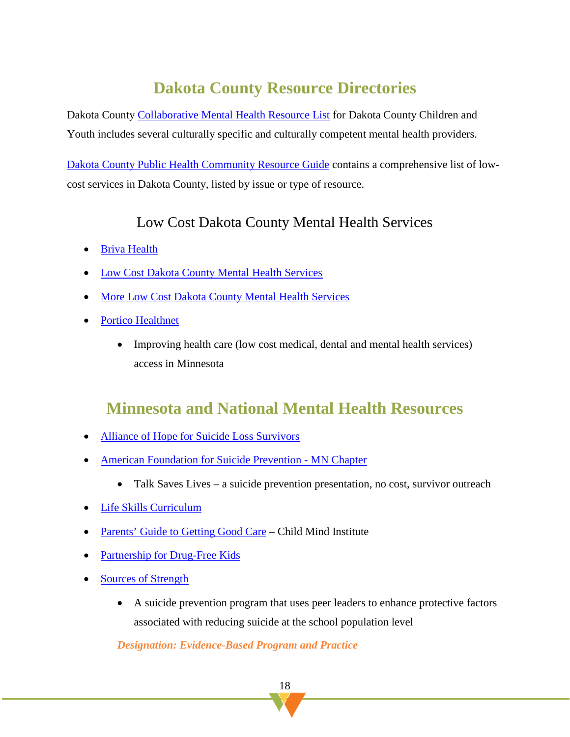## Dakota County Resource Directories

Dakota County Collaborative Mental Health Resource List for Dakota County Children and Youth includes several culturally specific and culturally competent mental health providers.

Dakota County Public Health Community Resource Guide contains a comprehensive list of low-cost services in Dakota County, listed by issue or type of resource.

### Low Cost Dakota County Mental Health Services

- Briva Health
- Low Cost Dakota County Mental Health Services
- More Low Cost Dakota County Mental Health Services
- Portico Healthnet
  - Improving health care (low cost medical, dental and mental health services) access in Minnesota

## Minnesota and National Mental Health Resources

- Alliance of Hope for Suicide Loss Survivors
- American Foundation for Suicide Prevention - MN Chapter
  - Talk Saves Lives – a suicide prevention presentation, no cost, survivor outreach
- Life Skills Curriculum
- Parents' Guide to Getting Good Care – Child Mind Institute
- Partnership for Drug-Free Kids
- Sources of Strength
  - A suicide prevention program that uses peer leaders to enhance protective factors associated with reducing suicide at the school population level

  ***Designation: Evidence-Based Program and Practice***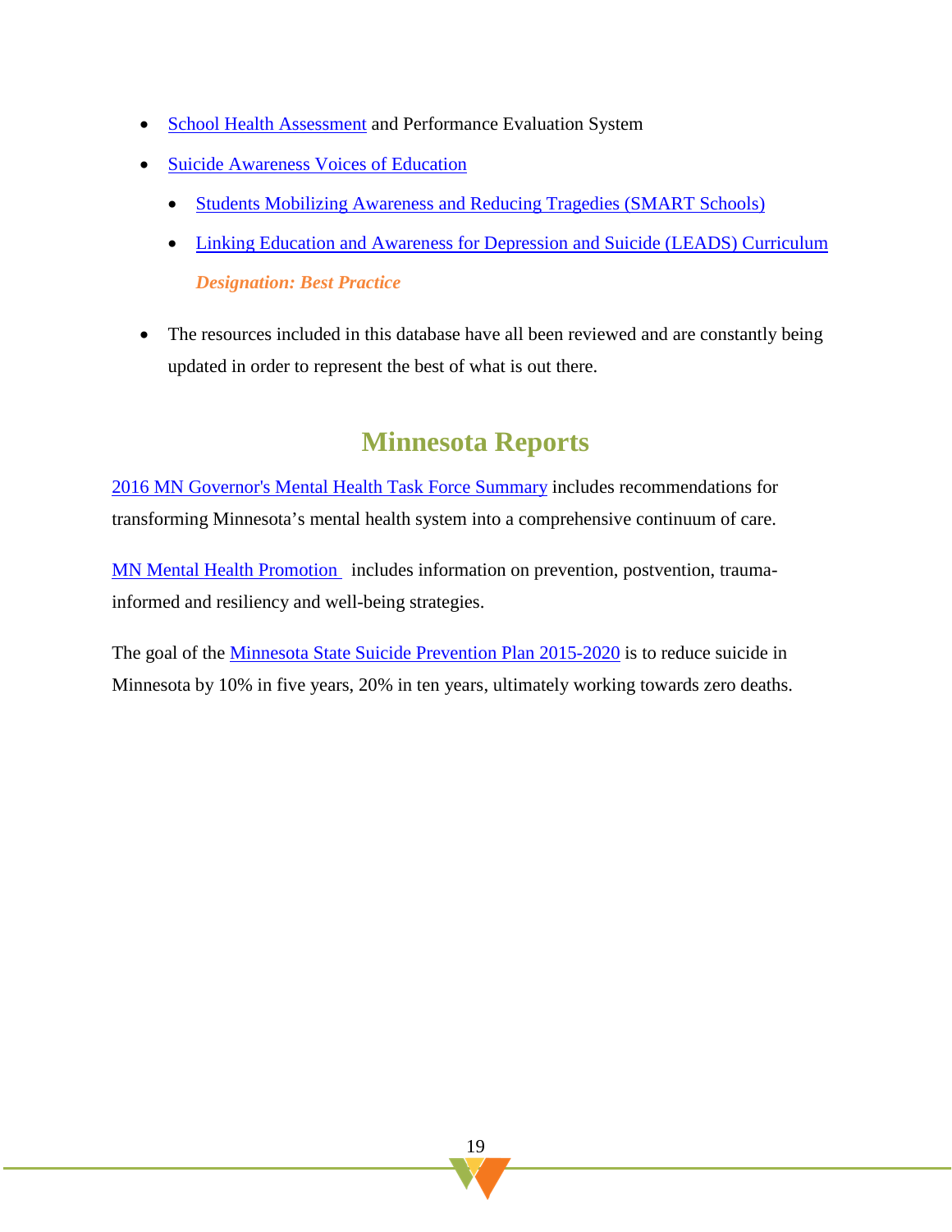- School Health Assessment and Performance Evaluation System
- Suicide Awareness Voices of Education
  - Students Mobilizing Awareness and Reducing Tragedies (SMART Schools)
  - Linking Education and Awareness for Depression and Suicide (LEADS) Curriculum

    ***Designation: Best Practice***

- The resources included in this database have all been reviewed and are constantly being updated in order to represent the best of what is out there.

## Minnesota Reports

2016 MN Governor's Mental Health Task Force Summary includes recommendations for transforming Minnesota's mental health system into a comprehensive continuum of care.

MN Mental Health Promotion includes information on prevention, postvention, trauma-informed and resiliency and well-being strategies.

The goal of the Minnesota State Suicide Prevention Plan 2015-2020 is to reduce suicide in Minnesota by 10% in five years, 20% in ten years, ultimately working towards zero deaths.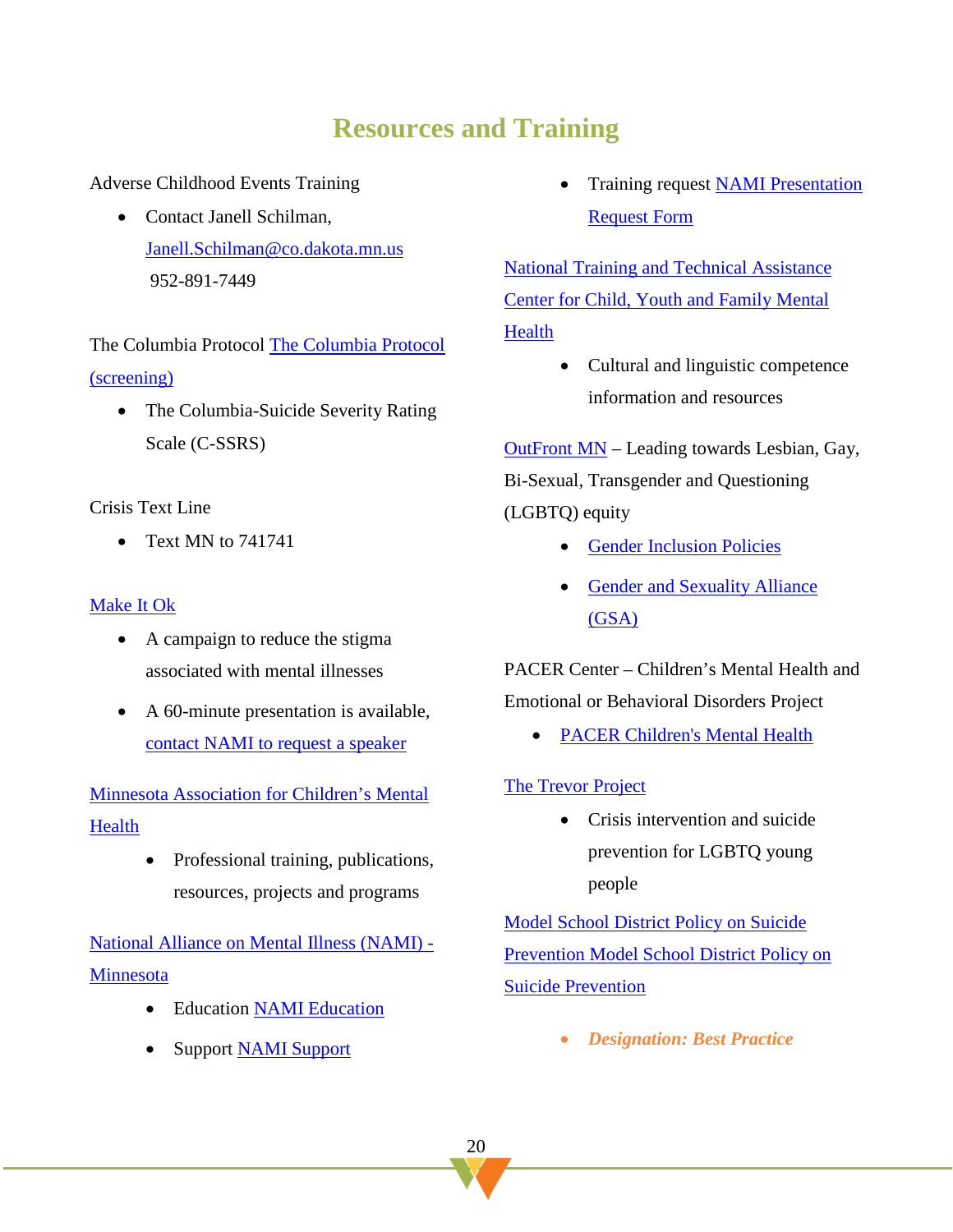## Resources and Training

Adverse Childhood Events Training

- Contact Janell Schilman, Janell.Schilman@co.dakota.mn.us 952-891-7449

The Columbia Protocol The Columbia Protocol (screening)

- The Columbia-Suicide Severity Rating Scale (C-SSRS)

Crisis Text Line

- Text MN to 741741

Make It Ok

- A campaign to reduce the stigma associated with mental illnesses
- A 60-minute presentation is available, contact NAMI to request a speaker

Minnesota Association for Children's Mental Health

- Professional training, publications, resources, projects and programs

National Alliance on Mental Illness (NAMI) - Minnesota

- Education NAMI Education
- Support NAMI Support
- Training request NAMI Presentation Request Form

National Training and Technical Assistance Center for Child, Youth and Family Mental Health

- Cultural and linguistic competence information and resources

OutFront MN – Leading towards Lesbian, Gay, Bi-Sexual, Transgender and Questioning (LGBTQ) equity

- Gender Inclusion Policies
- Gender and Sexuality Alliance (GSA)

PACER Center – Children's Mental Health and Emotional or Behavioral Disorders Project

- PACER Children's Mental Health

The Trevor Project

- Crisis intervention and suicide prevention for LGBTQ young people

Model School District Policy on Suicide Prevention Model School District Policy on Suicide Prevention

- ***Designation: Best Practice***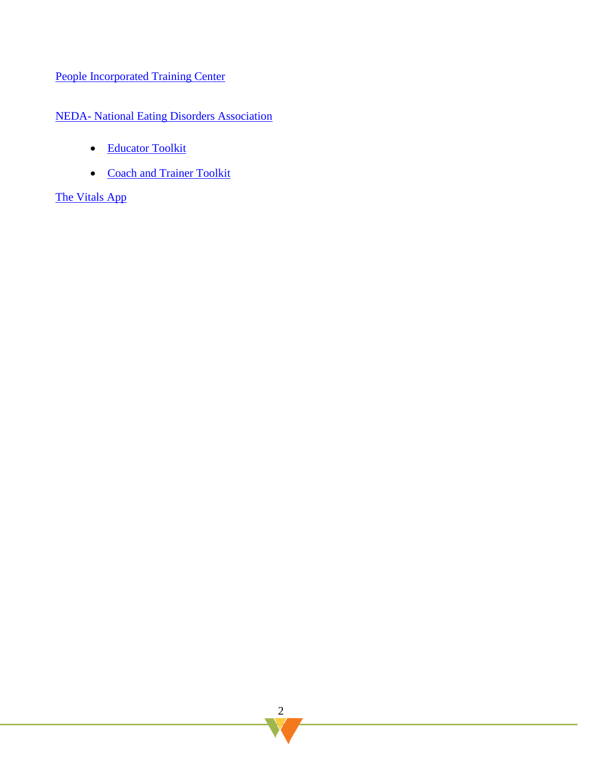People Incorporated Training Center

NEDA- National Eating Disorders Association

- Educator Toolkit
- Coach and Trainer Toolkit

The Vitals App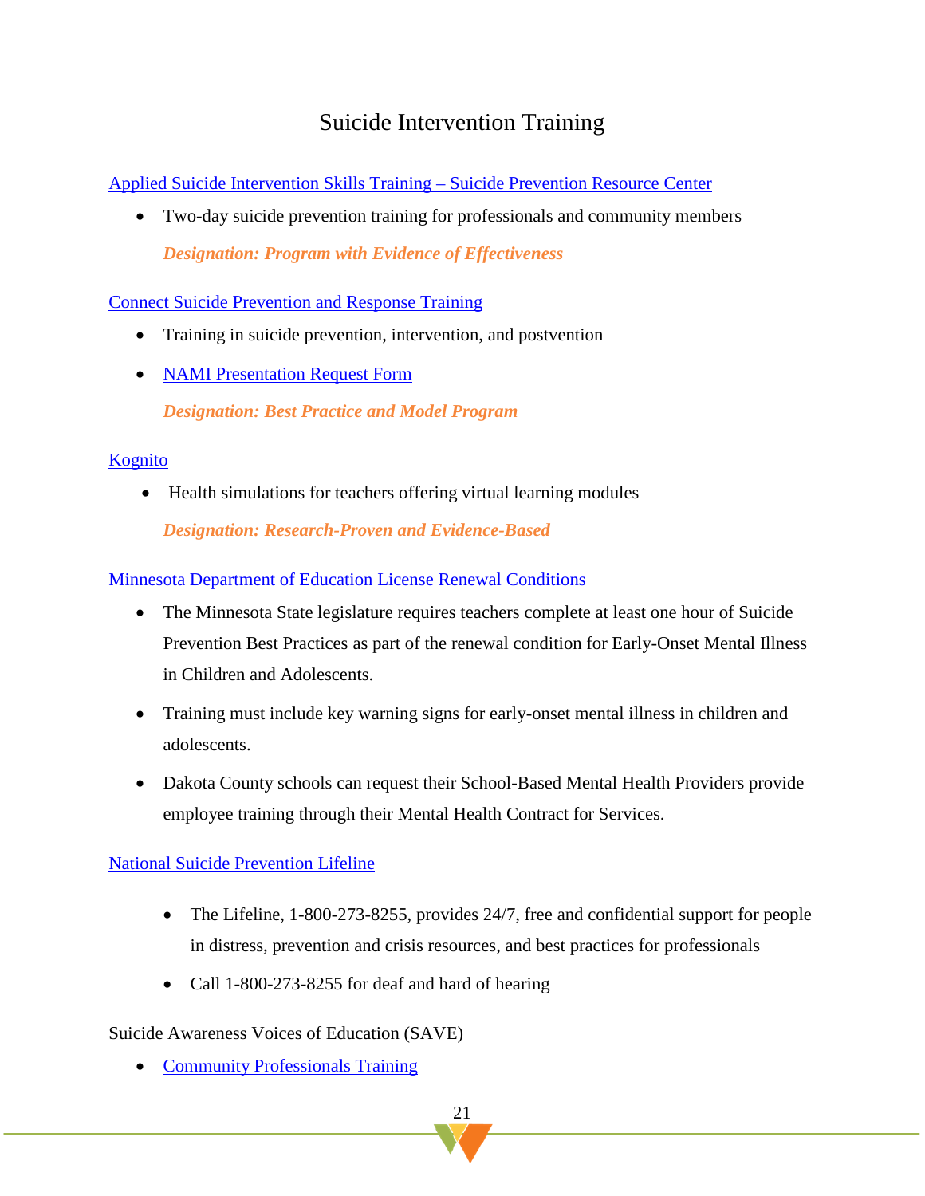# Suicide Intervention Training

Applied Suicide Intervention Skills Training – Suicide Prevention Resource Center

- Two-day suicide prevention training for professionals and community members

  ***Designation: Program with Evidence of Effectiveness***

Connect Suicide Prevention and Response Training

- Training in suicide prevention, intervention, and postvention
- NAMI Presentation Request Form

  ***Designation: Best Practice and Model Program***

Kognito

- Health simulations for teachers offering virtual learning modules

  ***Designation: Research-Proven and Evidence-Based***

Minnesota Department of Education License Renewal Conditions

- The Minnesota State legislature requires teachers complete at least one hour of Suicide Prevention Best Practices as part of the renewal condition for Early-Onset Mental Illness in Children and Adolescents.
- Training must include key warning signs for early-onset mental illness in children and adolescents.
- Dakota County schools can request their School-Based Mental Health Providers provide employee training through their Mental Health Contract for Services.

National Suicide Prevention Lifeline

- The Lifeline, 1-800-273-8255, provides 24/7, free and confidential support for people in distress, prevention and crisis resources, and best practices for professionals
- Call 1-800-273-8255 for deaf and hard of hearing

Suicide Awareness Voices of Education (SAVE)

- Community Professionals Training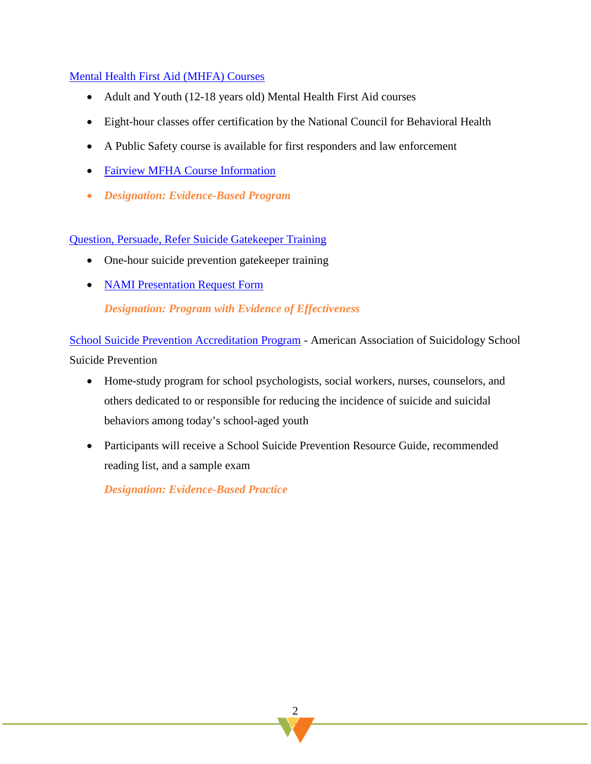Mental Health First Aid (MHFA) Courses

- Adult and Youth (12-18 years old) Mental Health First Aid courses
- Eight-hour classes offer certification by the National Council for Behavioral Health
- A Public Safety course is available for first responders and law enforcement
- Fairview MFHA Course Information
- ***Designation: Evidence-Based Program***

Question, Persuade, Refer Suicide Gatekeeper Training

- One-hour suicide prevention gatekeeper training
- NAMI Presentation Request Form

  ***Designation: Program with Evidence of Effectiveness***

School Suicide Prevention Accreditation Program - American Association of Suicidology School Suicide Prevention

- Home-study program for school psychologists, social workers, nurses, counselors, and others dedicated to or responsible for reducing the incidence of suicide and suicidal behaviors among today's school-aged youth
- Participants will receive a School Suicide Prevention Resource Guide, recommended reading list, and a sample exam

  ***Designation: Evidence-Based Practice***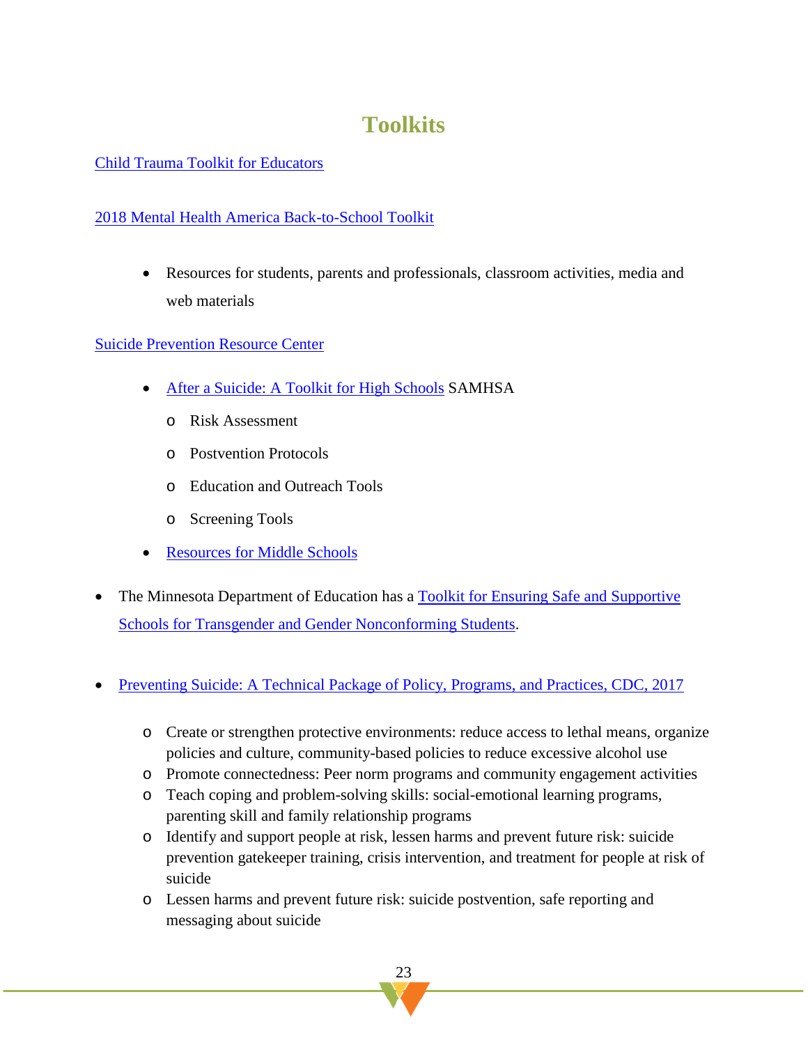# Toolkits

Child Trauma Toolkit for Educators

2018 Mental Health America Back-to-School Toolkit

- Resources for students, parents and professionals, classroom activities, media and web materials

Suicide Prevention Resource Center

- After a Suicide: A Toolkit for High Schools SAMHSA
  - Risk Assessment
  - Postvention Protocols
  - Education and Outreach Tools
  - Screening Tools
- Resources for Middle Schools

- The Minnesota Department of Education has a Toolkit for Ensuring Safe and Supportive Schools for Transgender and Gender Nonconforming Students.

- Preventing Suicide: A Technical Package of Policy, Programs, and Practices, CDC, 2017
  - Create or strengthen protective environments: reduce access to lethal means, organize policies and culture, community-based policies to reduce excessive alcohol use
  - Promote connectedness: Peer norm programs and community engagement activities
  - Teach coping and problem-solving skills: social-emotional learning programs, parenting skill and family relationship programs
  - Identify and support people at risk, lessen harms and prevent future risk: suicide prevention gatekeeper training, crisis intervention, and treatment for people at risk of suicide
  - Lessen harms and prevent future risk: suicide postvention, safe reporting and messaging about suicide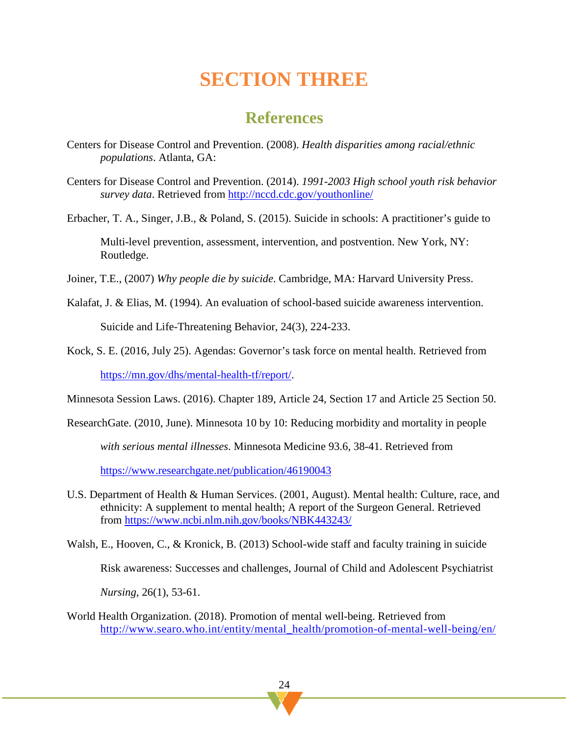# SECTION THREE

## References

Centers for Disease Control and Prevention. (2008). *Health disparities among racial/ethnic populations*. Atlanta, GA:

Centers for Disease Control and Prevention. (2014). *1991-2003 High school youth risk behavior survey data*. Retrieved from http://nccd.cdc.gov/youthonline/

Erbacher, T. A., Singer, J.B., & Poland, S. (2015). Suicide in schools: A practitioner's guide to Multi-level prevention, assessment, intervention, and postvention. New York, NY: Routledge.

Joiner, T.E., (2007) *Why people die by suicide*. Cambridge, MA: Harvard University Press.

Kalafat, J. & Elias, M. (1994). An evaluation of school-based suicide awareness intervention. Suicide and Life-Threatening Behavior, 24(3), 224-233.

Kock, S. E. (2016, July 25). Agendas: Governor's task force on mental health. Retrieved from https://mn.gov/dhs/mental-health-tf/report/.

Minnesota Session Laws. (2016). Chapter 189, Article 24, Section 17 and Article 25 Section 50.

ResearchGate. (2010, June). Minnesota 10 by 10: Reducing morbidity and mortality in people *with serious mental illnesses*. Minnesota Medicine 93.6, 38-41. Retrieved from https://www.researchgate.net/publication/46190043

U.S. Department of Health & Human Services. (2001, August). Mental health: Culture, race, and ethnicity: A supplement to mental health; A report of the Surgeon General. Retrieved from https://www.ncbi.nlm.nih.gov/books/NBK443243/

Walsh, E., Hooven, C., & Kronick, B. (2013) School-wide staff and faculty training in suicide Risk awareness: Successes and challenges, Journal of Child and Adolescent Psychiatrist *Nursing*, 26(1), 53-61.

World Health Organization. (2018). Promotion of mental well-being. Retrieved from http://www.searo.who.int/entity/mental_health/promotion-of-mental-well-being/en/